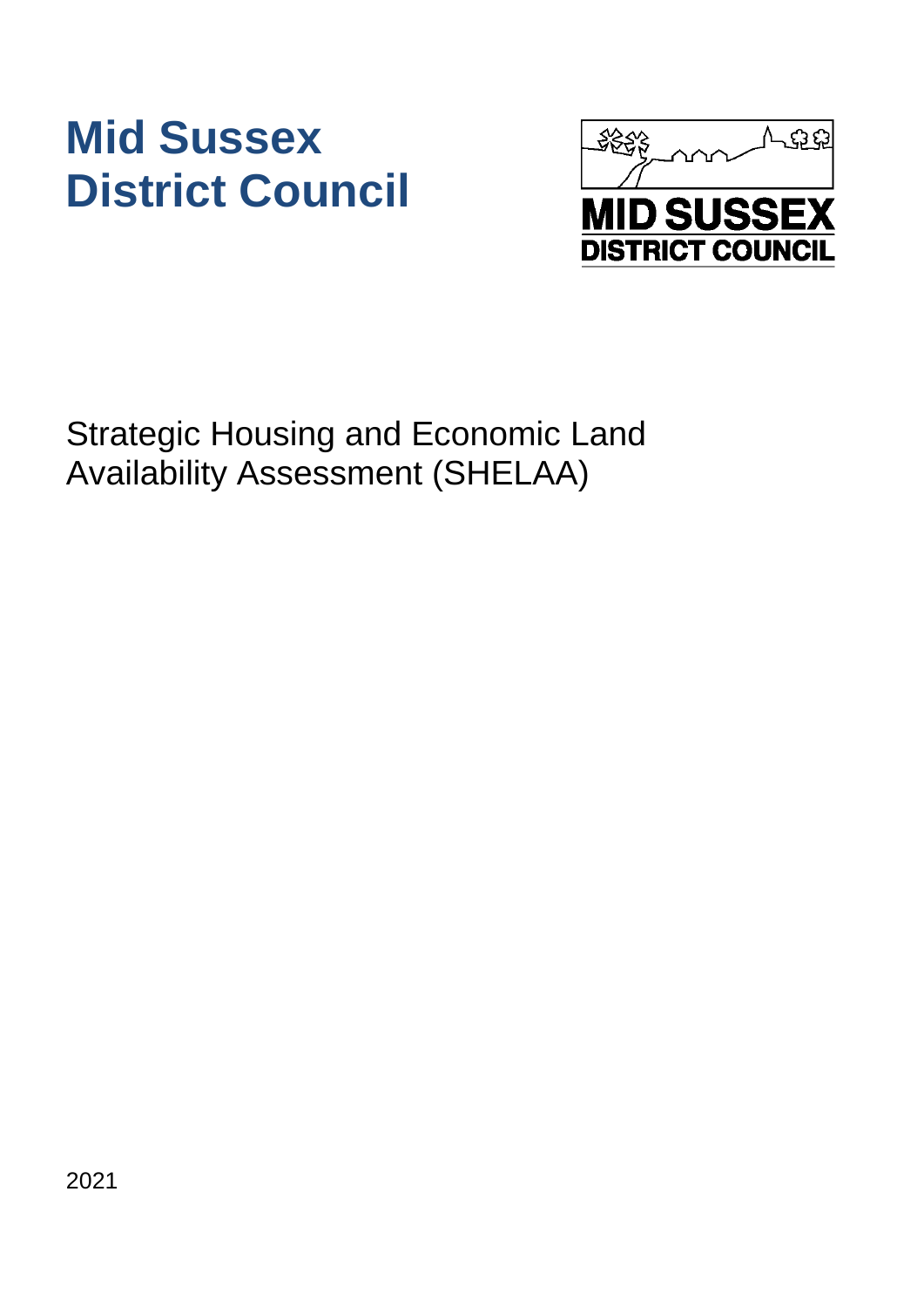# Mid Sussex District Council

Strategic Housing and Economic Land Availability Assessment (SHELAA)

2021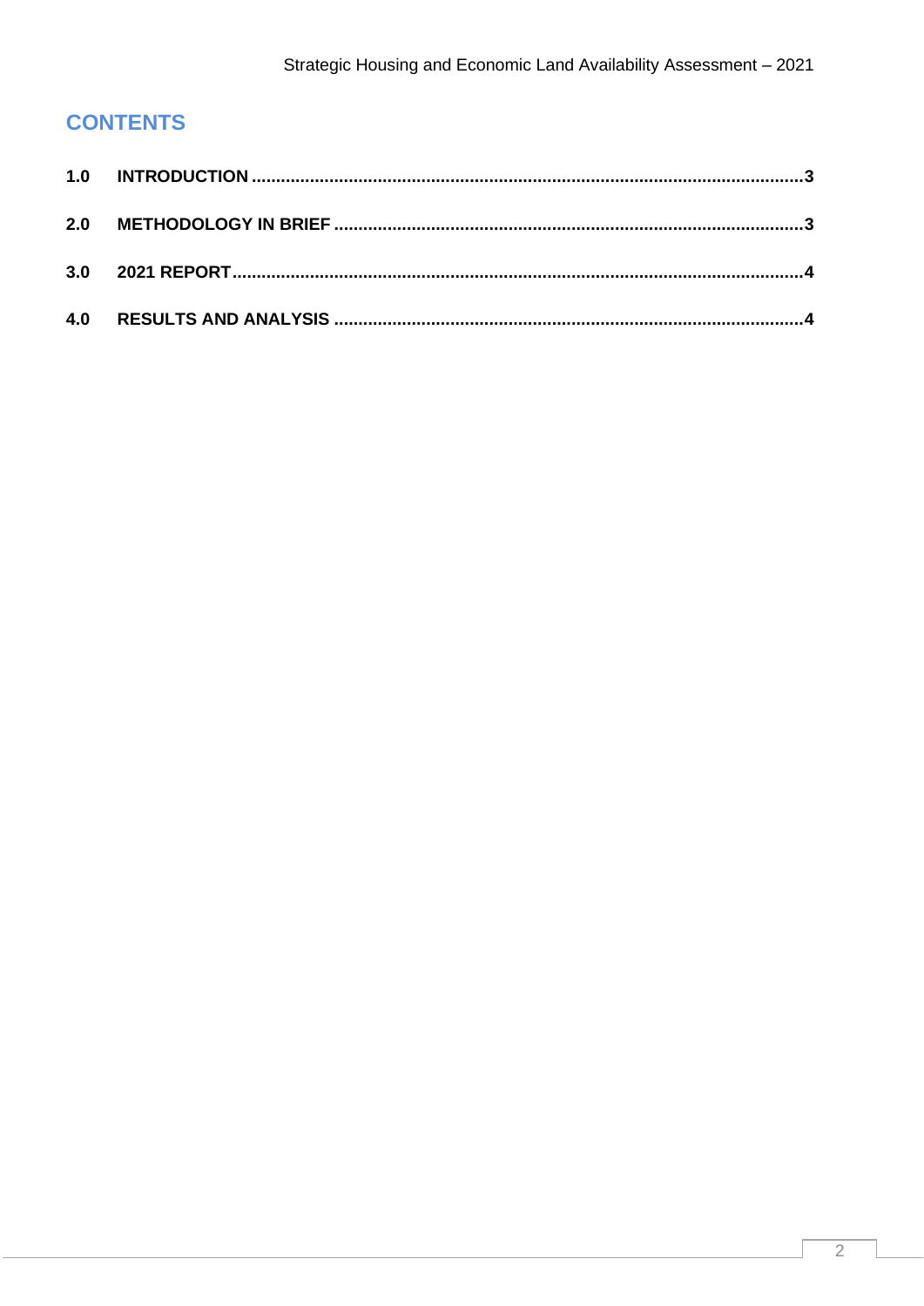## CONTENTS

1.0 INTRODUCTION ........................................................................................................3

2.0 METHODOLOGY IN BRIEF ........................................................................................3

3.0 2021 REPORT..........................................................................................................4

4.0 RESULTS AND ANALYSIS ........................................................................................4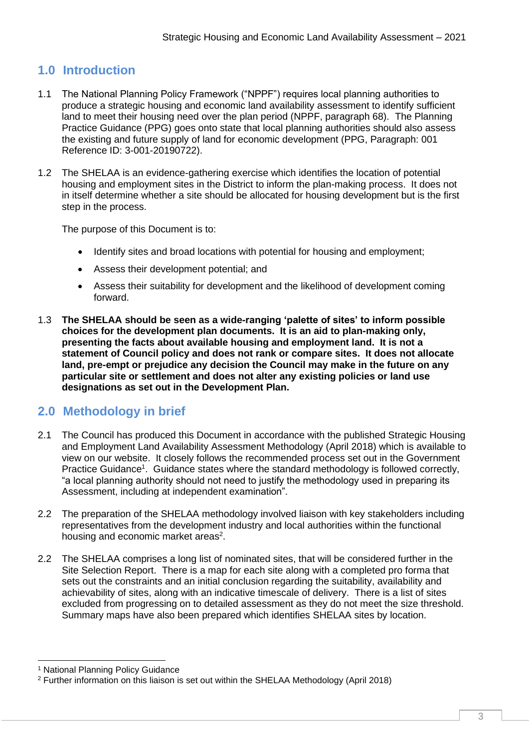## 1.0 Introduction

1.1 The National Planning Policy Framework ("NPPF") requires local planning authorities to produce a strategic housing and economic land availability assessment to identify sufficient land to meet their housing need over the plan period (NPPF, paragraph 68). The Planning Practice Guidance (PPG) goes onto state that local planning authorities should also assess the existing and future supply of land for economic development (PPG, Paragraph: 001 Reference ID: 3-001-20190722).

1.2 The SHELAA is an evidence-gathering exercise which identifies the location of potential housing and employment sites in the District to inform the plan-making process. It does not in itself determine whether a site should be allocated for housing development but is the first step in the process.

The purpose of this Document is to:

- Identify sites and broad locations with potential for housing and employment;
- Assess their development potential; and
- Assess their suitability for development and the likelihood of development coming forward.

1.3 **The SHELAA should be seen as a wide-ranging 'palette of sites' to inform possible choices for the development plan documents. It is an aid to plan-making only, presenting the facts about available housing and employment land. It is not a statement of Council policy and does not rank or compare sites. It does not allocate land, pre-empt or prejudice any decision the Council may make in the future on any particular site or settlement and does not alter any existing policies or land use designations as set out in the Development Plan.**

## 2.0 Methodology in brief

2.1 The Council has produced this Document in accordance with the published Strategic Housing and Employment Land Availability Assessment Methodology (April 2018) which is available to view on our website. It closely follows the recommended process set out in the Government Practice Guidance[1]. Guidance states where the standard methodology is followed correctly, "a local planning authority should not need to justify the methodology used in preparing its Assessment, including at independent examination".

2.2 The preparation of the SHELAA methodology involved liaison with key stakeholders including representatives from the development industry and local authorities within the functional housing and economic market areas[2].

2.2 The SHELAA comprises a long list of nominated sites, that will be considered further in the Site Selection Report. There is a map for each site along with a completed pro forma that sets out the constraints and an initial conclusion regarding the suitability, availability and achievability of sites, along with an indicative timescale of delivery. There is a list of sites excluded from progressing on to detailed assessment as they do not meet the size threshold. Summary maps have also been prepared which identifies SHELAA sites by location.

---

[1] National Planning Policy Guidance

[2] Further information on this liaison is set out within the SHELAA Methodology (April 2018)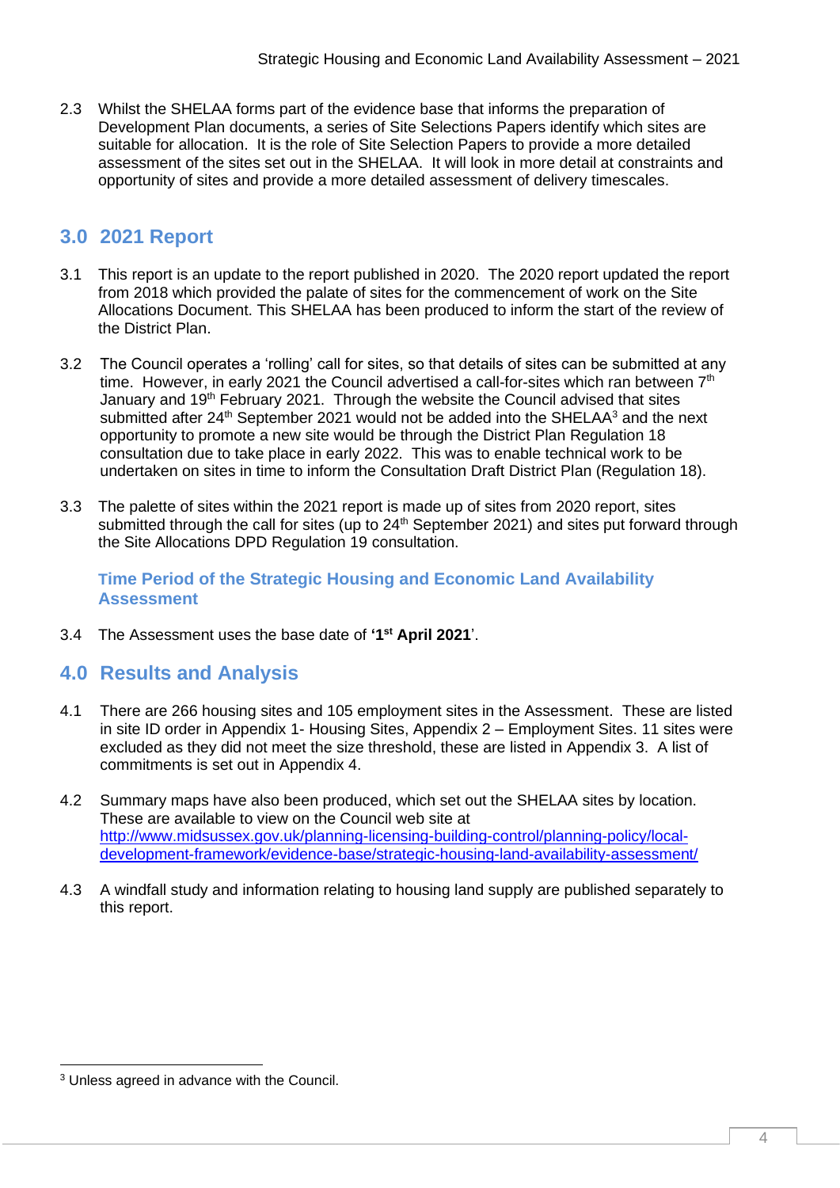2.3 Whilst the SHELAA forms part of the evidence base that informs the preparation of Development Plan documents, a series of Site Selections Papers identify which sites are suitable for allocation. It is the role of Site Selection Papers to provide a more detailed assessment of the sites set out in the SHELAA. It will look in more detail at constraints and opportunity of sites and provide a more detailed assessment of delivery timescales.

## 3.0 2021 Report

3.1 This report is an update to the report published in 2020. The 2020 report updated the report from 2018 which provided the palate of sites for the commencement of work on the Site Allocations Document. This SHELAA has been produced to inform the start of the review of the District Plan.

3.2 The Council operates a 'rolling' call for sites, so that details of sites can be submitted at any time. However, in early 2021 the Council advertised a call-for-sites which ran between 7th January and 19th February 2021. Through the website the Council advised that sites submitted after 24th September 2021 would not be added into the SHELAA[3] and the next opportunity to promote a new site would be through the District Plan Regulation 18 consultation due to take place in early 2022. This was to enable technical work to be undertaken on sites in time to inform the Consultation Draft District Plan (Regulation 18).

3.3 The palette of sites within the 2021 report is made up of sites from 2020 report, sites submitted through the call for sites (up to 24th September 2021) and sites put forward through the Site Allocations DPD Regulation 19 consultation.

### Time Period of the Strategic Housing and Economic Land Availability Assessment

3.4 The Assessment uses the base date of **'1st April 2021**'.

## 4.0 Results and Analysis

4.1 There are 266 housing sites and 105 employment sites in the Assessment. These are listed in site ID order in Appendix 1- Housing Sites, Appendix 2 – Employment Sites. 11 sites were excluded as they did not meet the size threshold, these are listed in Appendix 3. A list of commitments is set out in Appendix 4.

4.2 Summary maps have also been produced, which set out the SHELAA sites by location. These are available to view on the Council web site at http://www.midsussex.gov.uk/planning-licensing-building-control/planning-policy/local-development-framework/evidence-base/strategic-housing-land-availability-assessment/

4.3 A windfall study and information relating to housing land supply are published separately to this report.

[3] Unless agreed in advance with the Council.